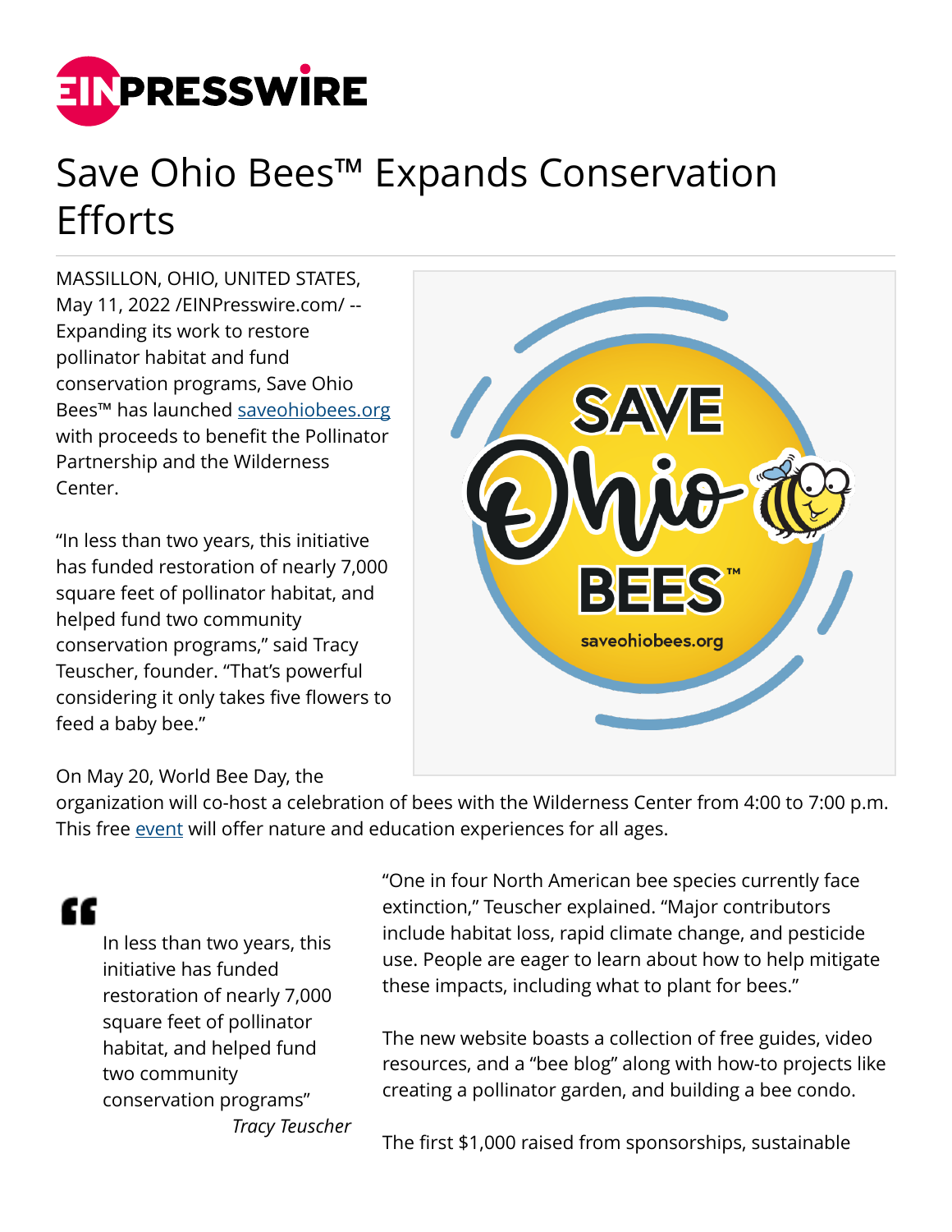# Save Ohio Bees™ Expands Conservation Efforts

MASSILLON, OHIO, UNITED STATES, May 11, 2022 /EINPresswire.com/ -- Expanding its work to restore pollinator habitat and fund conservation programs, Save Ohio Bees™ has launched saveohiobees.org with proceeds to benefit the Pollinator Partnership and the Wilderness Center.

"In less than two years, this initiative has funded restoration of nearly 7,000 square feet of pollinator habitat, and helped fund two community conservation programs," said Tracy Teuscher, founder. "That's powerful considering it only takes five flowers to feed a baby bee."

On May 20, World Bee Day, the organization will co-host a celebration of bees with the Wilderness Center from 4:00 to 7:00 p.m. This free event will offer nature and education experiences for all ages.

> In less than two years, this initiative has funded restoration of nearly 7,000 square feet of pollinator habitat, and helped fund two community conservation programs"
>
> *Tracy Teuscher*

"One in four North American bee species currently face extinction," Teuscher explained. "Major contributors include habitat loss, rapid climate change, and pesticide use. People are eager to learn about how to help mitigate these impacts, including what to plant for bees."

The new website boasts a collection of free guides, video resources, and a "bee blog" along with how-to projects like creating a pollinator garden, and building a bee condo.

The first $1,000 raised from sponsorships, sustainable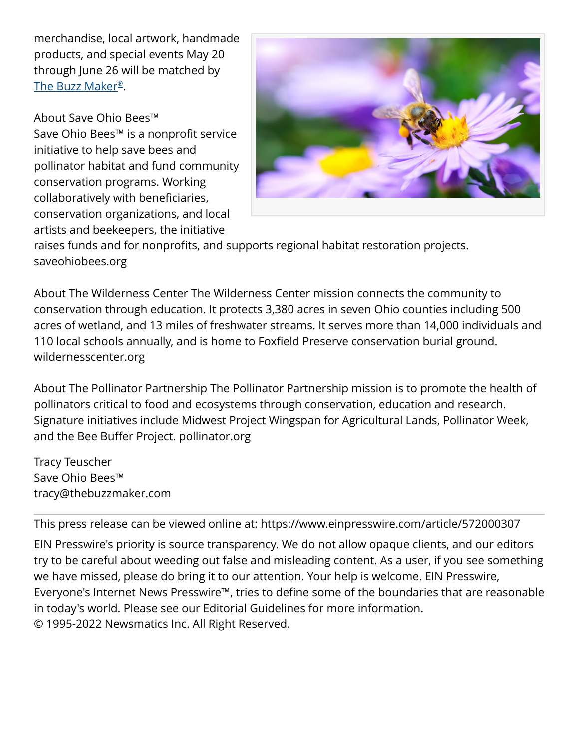merchandise, local artwork, handmade products, and special events May 20 through June 26 will be matched by [The Buzz Maker®](https://www.thebuzzmaker.com).

About Save Ohio Bees™
Save Ohio Bees™ is a nonprofit service initiative to help save bees and pollinator habitat and fund community conservation programs. Working collaboratively with beneficiaries, conservation organizations, and local artists and beekeepers, the initiative raises funds and for nonprofits, and supports regional habitat restoration projects. saveohiobees.org

About The Wilderness Center The Wilderness Center mission connects the community to conservation through education. It protects 3,380 acres in seven Ohio counties including 500 acres of wetland, and 13 miles of freshwater streams. It serves more than 14,000 individuals and 110 local schools annually, and is home to Foxfield Preserve conservation burial ground. wildernesscenter.org

About The Pollinator Partnership The Pollinator Partnership mission is to promote the health of pollinators critical to food and ecosystems through conservation, education and research. Signature initiatives include Midwest Project Wingspan for Agricultural Lands, Pollinator Week, and the Bee Buffer Project. pollinator.org

Tracy Teuscher
Save Ohio Bees™
tracy@thebuzzmaker.com

---

This press release can be viewed online at: https://www.einpresswire.com/article/572000307

EIN Presswire's priority is source transparency. We do not allow opaque clients, and our editors try to be careful about weeding out false and misleading content. As a user, if you see something we have missed, please do bring it to our attention. Your help is welcome. EIN Presswire, Everyone's Internet News Presswire™, tries to define some of the boundaries that are reasonable in today's world. Please see our Editorial Guidelines for more information.
© 1995-2022 Newsmatics Inc. All Right Reserved.